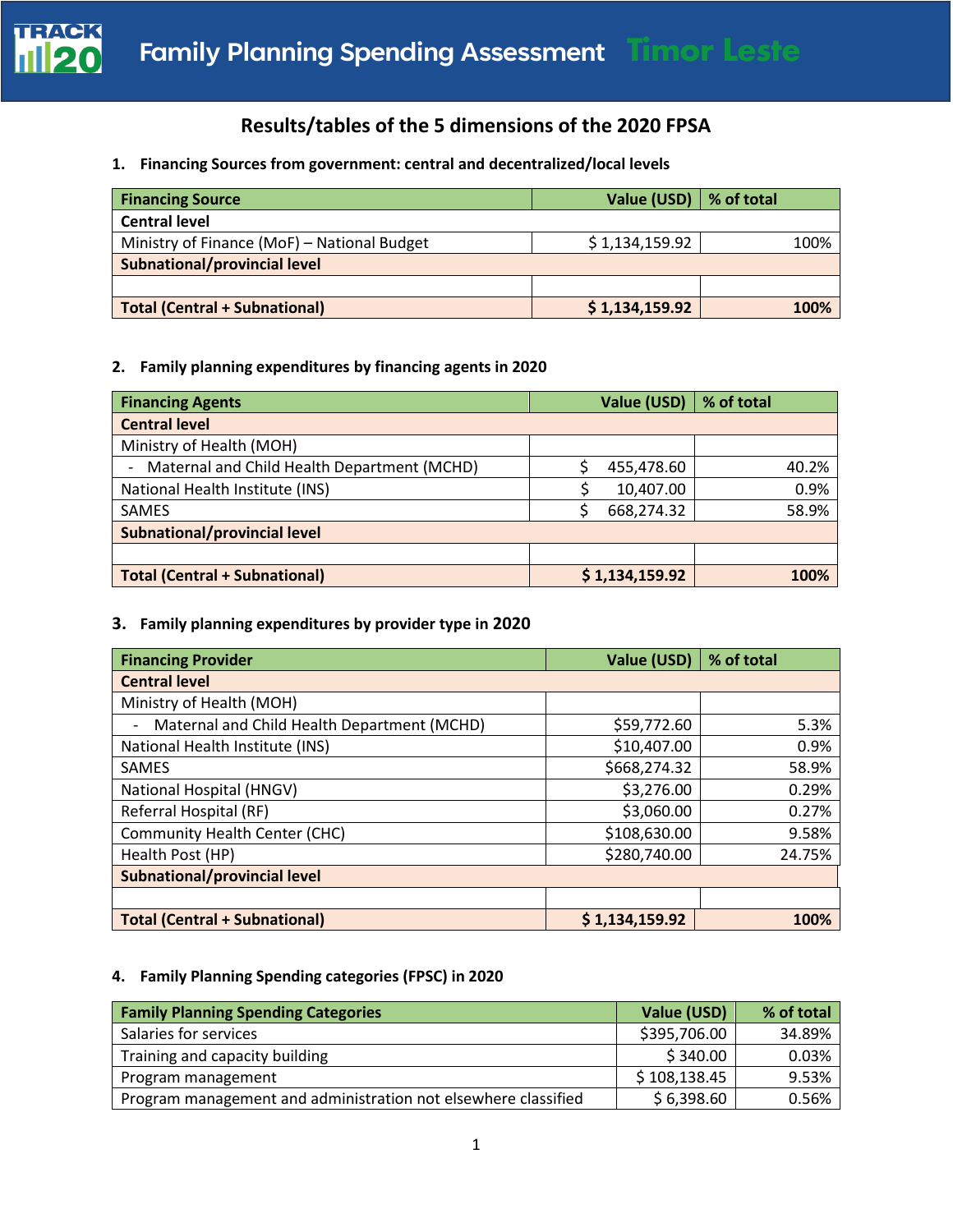# Family Planning Spending Assessment Timor Leste

## Results/tables of the 5 dimensions of the 2020 FPSA

### 1. Financing Sources from government: central and decentralized/local levels

| Financing Source | Value (USD) | % of total |
|---|---|---|
| **Central level** | | |
| Ministry of Finance (MoF) – National Budget | $ 1,134,159.92 | 100% |
| **Subnational/provincial level** | | |
| | | |
| **Total (Central + Subnational)** | **$ 1,134,159.92** | **100%** |

### 2. Family planning expenditures by financing agents in 2020

| Financing Agents | Value (USD) | % of total |
|---|---|---|
| **Central level** | | |
| Ministry of Health (MOH) | | |
| - Maternal and Child Health Department (MCHD) | $ 455,478.60 | 40.2% |
| National Health Institute (INS) | $ 10,407.00 | 0.9% |
| SAMES | $ 668,274.32 | 58.9% |
| **Subnational/provincial level** | | |
| | | |
| **Total (Central + Subnational)** | **$ 1,134,159.92** | **100%** |

### 3. Family planning expenditures by provider type in 2020

| Financing Provider | Value (USD) | % of total |
|---|---|---|
| **Central level** | | |
| Ministry of Health (MOH) | | |
| - Maternal and Child Health Department (MCHD) | $59,772.60 | 5.3% |
| National Health Institute (INS) | $10,407.00 | 0.9% |
| SAMES | $668,274.32 | 58.9% |
| National Hospital (HNGV) | $3,276.00 | 0.29% |
| Referral Hospital (RF) | $3,060.00 | 0.27% |
| Community Health Center (CHC) | $108,630.00 | 9.58% |
| Health Post (HP) | $280,740.00 | 24.75% |
| **Subnational/provincial level** | | |
| | | |
| **Total (Central + Subnational)** | **$ 1,134,159.92** | **100%** |

### 4. Family Planning Spending categories (FPSC) in 2020

| Family Planning Spending Categories | Value (USD) | % of total |
|---|---|---|
| Salaries for services | $395,706.00 | 34.89% |
| Training and capacity building | $ 340.00 | 0.03% |
| Program management | $ 108,138.45 | 9.53% |
| Program management and administration not elsewhere classified | $ 6,398.60 | 0.56% |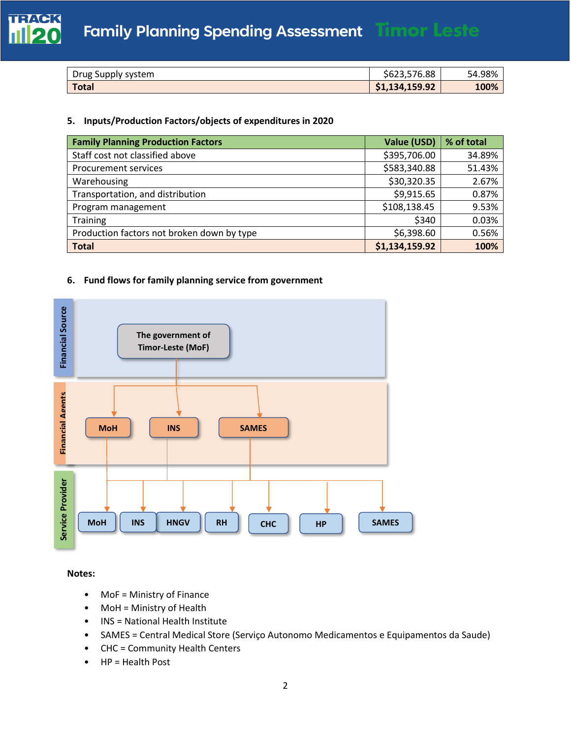| | | |
|---|---|---|
| Drug Supply system | $623,576.88 | 54.98% |
| **Total** | **$1,134,159.92** | **100%** |

### 5. Inputs/Production Factors/objects of expenditures in 2020

| Family Planning Production Factors | Value (USD) | % of total |
|---|---|---|
| Staff cost not classified above | $395,706.00 | 34.89% |
| Procurement services | $583,340.88 | 51.43% |
| Warehousing | $30,320.35 | 2.67% |
| Transportation, and distribution | $9,915.65 | 0.87% |
| Program management | $108,138.45 | 9.53% |
| Training | $340 | 0.03% |
| Production factors not broken down by type | $6,398.60 | 0.56% |
| **Total** | **$1,134,159.92** | **100%** |

### 6. Fund flows for family planning service from government

Financial Source

The government of Timor-Leste (MoF)

Financial Agents

MoH | INS | SAMES

Service Provider

MoH | INS | HNGV | RH | CHC | HP | SAMES

**Notes:**

- MoF = Ministry of Finance
- MoH = Ministry of Health
- INS = National Health Institute
- SAMES = Central Medical Store (Serviço Autonomo Medicamentos e Equipamentos da Saude)
- CHC = Community Health Centers
- HP = Health Post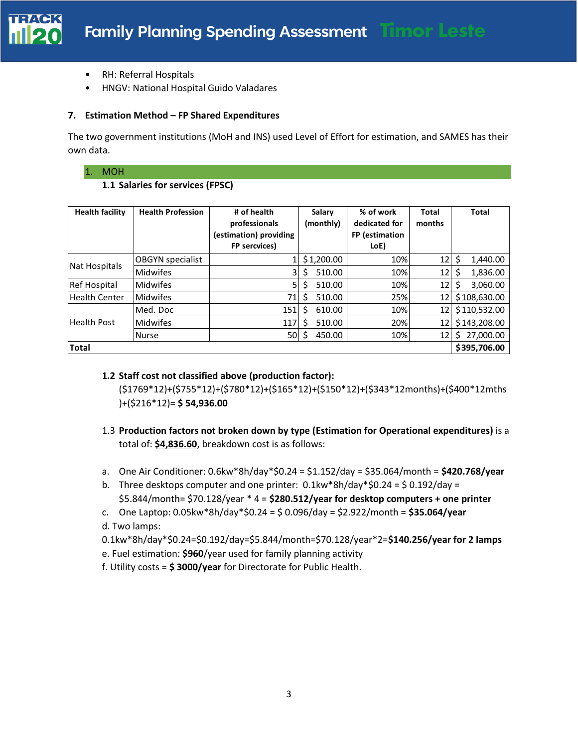- RH: Referral Hospitals
- HNGV: National Hospital Guido Valadares

### 7. Estimation Method – FP Shared Expenditures

The two government institutions (MoH and INS) used Level of Effort for estimation, and SAMES has their own data.

#### 1. MOH

**1.1 Salaries for services (FPSC)**

| Health facility | Health Profession | # of health professionals (estimation) providing FP sercvices) | Salary (monthly) | % of work dedicated for FP (estimation LoE) | Total months | Total |
|---|---|---|---|---|---|---|
| Nat Hospitals | OBGYN specialist | 1 | $ 1,200.00 | 10% | 12 | $ 1,440.00 |
| | Midwifes | 3 | $ 510.00 | 10% | 12 | $ 1,836.00 |
| Ref Hospital | Midwifes | 5 | $ 510.00 | 10% | 12 | $ 3,060.00 |
| Health Center | Midwifes | 71 | $ 510.00 | 25% | 12 | $ 108,630.00 |
| Health Post | Med. Doc | 151 | $ 610.00 | 10% | 12 | $ 110,532.00 |
| | Midwifes | 117 | $ 510.00 | 20% | 12 | $ 143,208.00 |
| | Nurse | 50 | $ 450.00 | 10% | 12 | $ 27,000.00 |
| **Total** | | | | | | **$395,706.00** |

**1.2 Staff cost not classified above (production factor):**
($1769*12)+($755*12)+($780*12)+($165*12)+($150*12)+($343*12months)+($400*12mths)+($216*12)= **$ 54,936.00**

1.3 **Production factors not broken down by type (Estimation for Operational expenditures)** is a total of: **$4,836.60**, breakdown cost is as follows:

a. One Air Conditioner: 0.6kw*8h/day*$0.24 = $1.152/day = $35.064/month = **$420.768/year**
b. Three desktops computer and one printer: 0.1kw*8h/day*$0.24 = $ 0.192/day = $5.844/month= $70.128/year * 4 = **$280.512/year for desktop computers + one printer**
c. One Laptop: 0.05kw*8h/day*$0.24 = $ 0.096/day = $2.922/month = **$35.064/year**
d. Two lamps:
0.1kw*8h/day*$0.24=$0.192/day=$5.844/month=$70.128/year*2=**$140.256/year for 2 lamps**
e. Fuel estimation: **$960**/year used for family planning activity
f. Utility costs = **$ 3000/year** for Directorate for Public Health.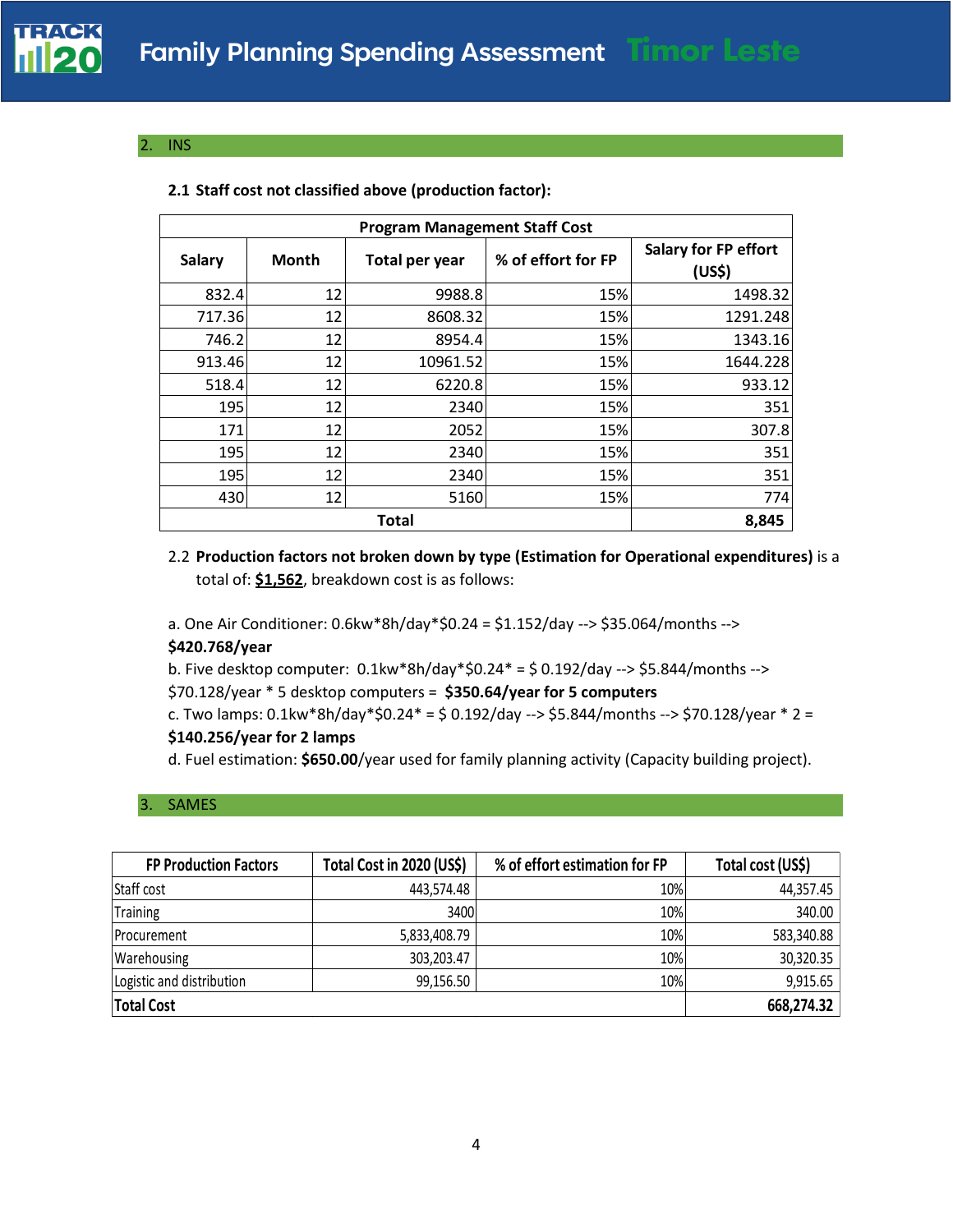## 2. INS

**2.1 Staff cost not classified above (production factor):**

| Program Management Staff Cost | | | | |
|---|---|---|---|---|
| **Salary** | **Month** | **Total per year** | **% of effort for FP** | **Salary for FP effort (US$)** |
| 832.4 | 12 | 9988.8 | 15% | 1498.32 |
| 717.36 | 12 | 8608.32 | 15% | 1291.248 |
| 746.2 | 12 | 8954.4 | 15% | 1343.16 |
| 913.46 | 12 | 10961.52 | 15% | 1644.228 |
| 518.4 | 12 | 6220.8 | 15% | 933.12 |
| 195 | 12 | 2340 | 15% | 351 |
| 171 | 12 | 2052 | 15% | 307.8 |
| 195 | 12 | 2340 | 15% | 351 |
| 195 | 12 | 2340 | 15% | 351 |
| 430 | 12 | 5160 | 15% | 774 |
| **Total** | | | | **8,845** |

2.2 **Production factors not broken down by type (Estimation for Operational expenditures)** is a total of: **$1,562**, breakdown cost is as follows:

a. One Air Conditioner: 0.6kw*8h/day*$0.24 = $1.152/day --> $35.064/months --> **$420.768/year**
b. Five desktop computer: 0.1kw*8h/day*$0.24* = $ 0.192/day --> $5.844/months --> $70.128/year * 5 desktop computers = **$350.64/year for 5 computers**
c. Two lamps: 0.1kw*8h/day*$0.24* = $ 0.192/day --> $5.844/months --> $70.128/year * 2 = **$140.256/year for 2 lamps**
d. Fuel estimation: **$650.00**/year used for family planning activity (Capacity building project).

## 3. SAMES

| FP Production Factors | Total Cost in 2020 (US$) | % of effort estimation for FP | Total cost (US$) |
|---|---|---|---|
| Staff cost | 443,574.48 | 10% | 44,357.45 |
| Training | 3400 | 10% | 340.00 |
| Procurement | 5,833,408.79 | 10% | 583,340.88 |
| Warehousing | 303,203.47 | 10% | 30,320.35 |
| Logistic and distribution | 99,156.50 | 10% | 9,915.65 |
| **Total Cost** | | | **668,274.32** |